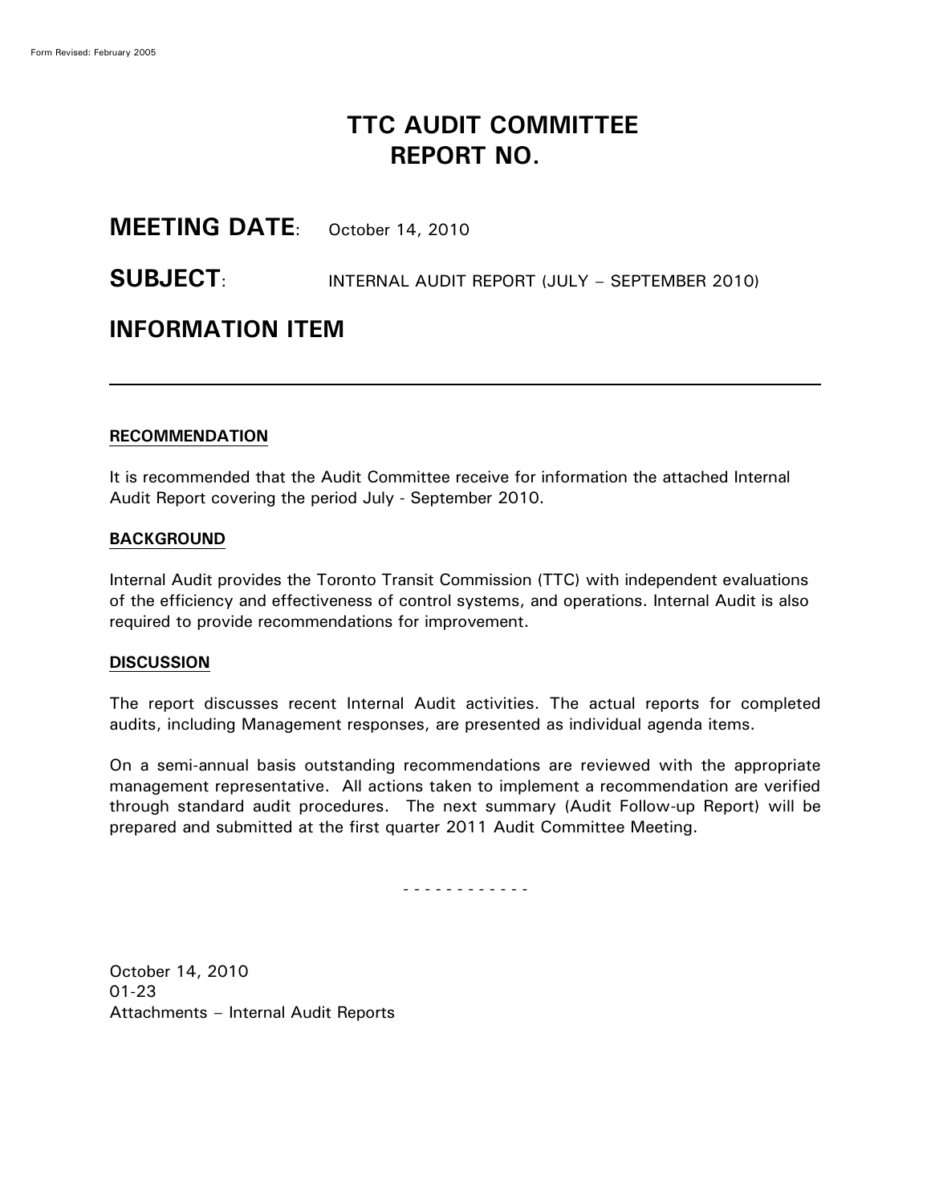Form Revised: February 2005

# TTC AUDIT COMMITTEE
# REPORT NO.

## MEETING DATE: October 14, 2010

## SUBJECT: INTERNAL AUDIT REPORT (JULY – SEPTEMBER 2010)

## INFORMATION ITEM

---

**RECOMMENDATION**

It is recommended that the Audit Committee receive for information the attached Internal Audit Report covering the period July - September 2010.

**BACKGROUND**

Internal Audit provides the Toronto Transit Commission (TTC) with independent evaluations of the efficiency and effectiveness of control systems, and operations. Internal Audit is also required to provide recommendations for improvement.

**DISCUSSION**

The report discusses recent Internal Audit activities. The actual reports for completed audits, including Management responses, are presented as individual agenda items.

On a semi-annual basis outstanding recommendations are reviewed with the appropriate management representative. All actions taken to implement a recommendation are verified through standard audit procedures. The next summary (Audit Follow-up Report) will be prepared and submitted at the first quarter 2011 Audit Committee Meeting.

\- - - - - - - - - - - -

October 14, 2010
01-23
Attachments – Internal Audit Reports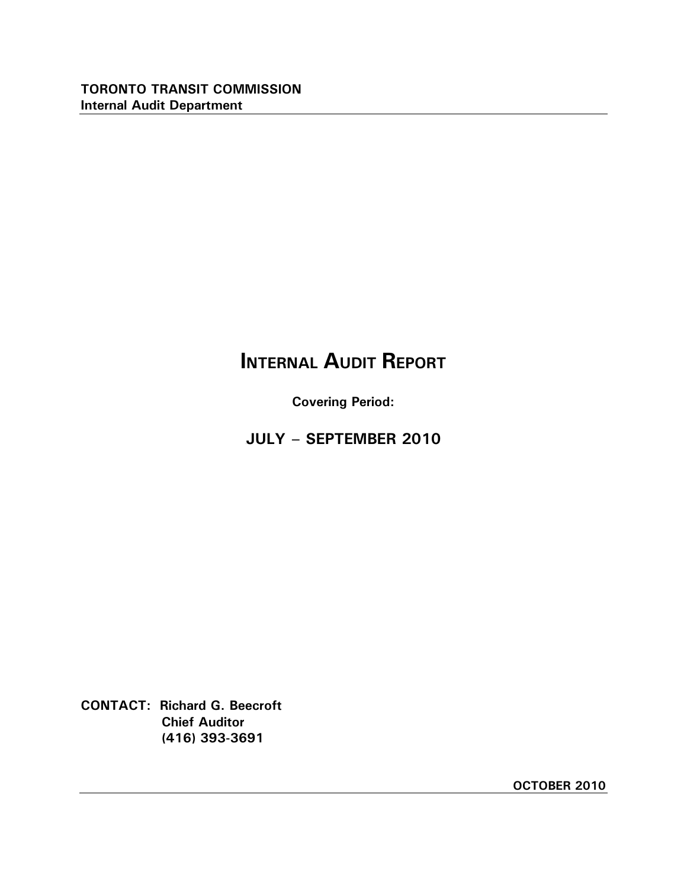**TORONTO TRANSIT COMMISSION**
**Internal Audit Department**

---

# INTERNAL AUDIT REPORT

**Covering Period:**

**JULY – SEPTEMBER 2010**

**CONTACT: Richard G. Beecroft**
**Chief Auditor**
**(416) 393-3691**

---

**OCTOBER 2010**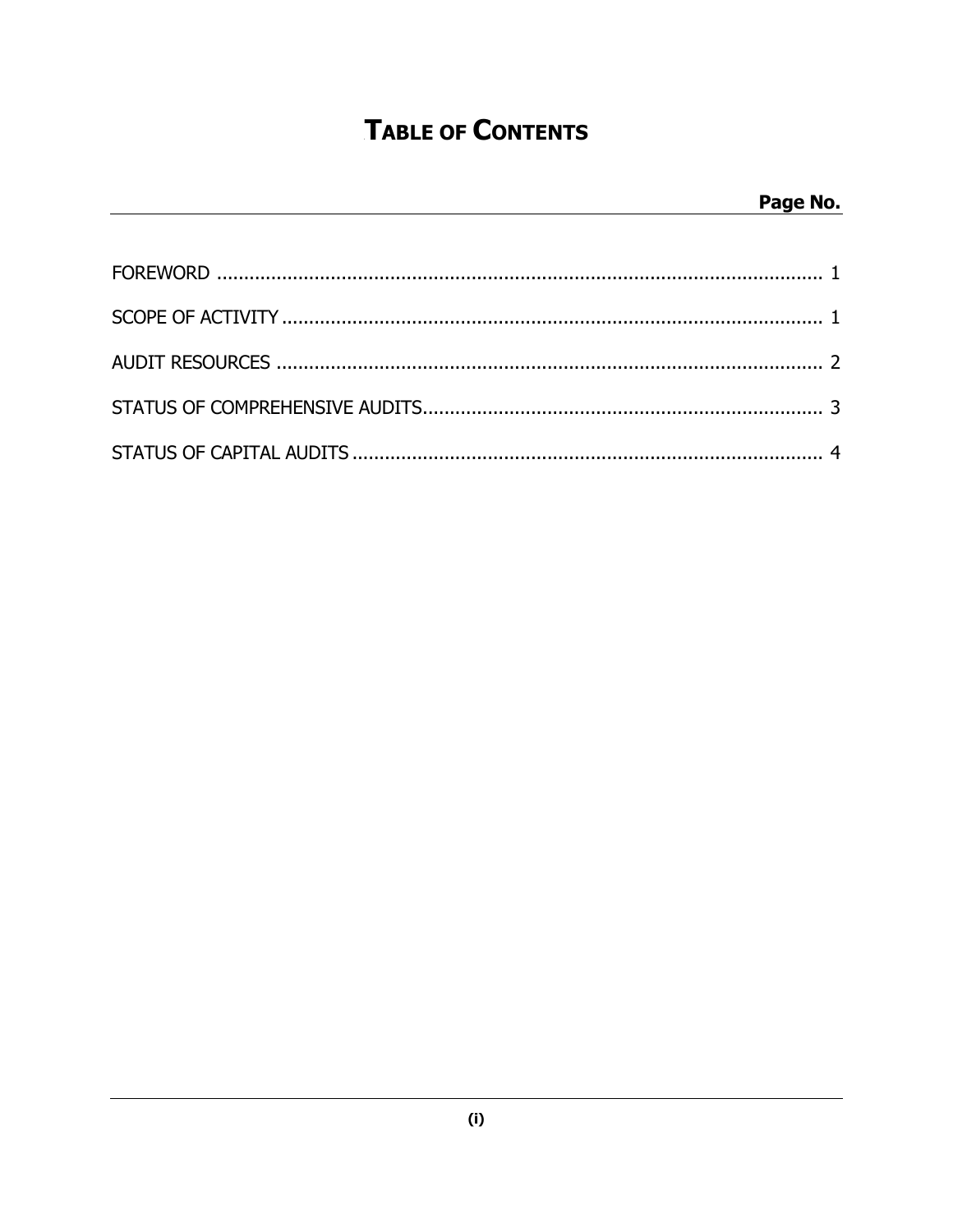# TABLE OF CONTENTS

| | Page No. |
|---|---|
| FOREWORD | 1 |
| SCOPE OF ACTIVITY | 1 |
| AUDIT RESOURCES | 2 |
| STATUS OF COMPREHENSIVE AUDITS | 3 |
| STATUS OF CAPITAL AUDITS | 4 |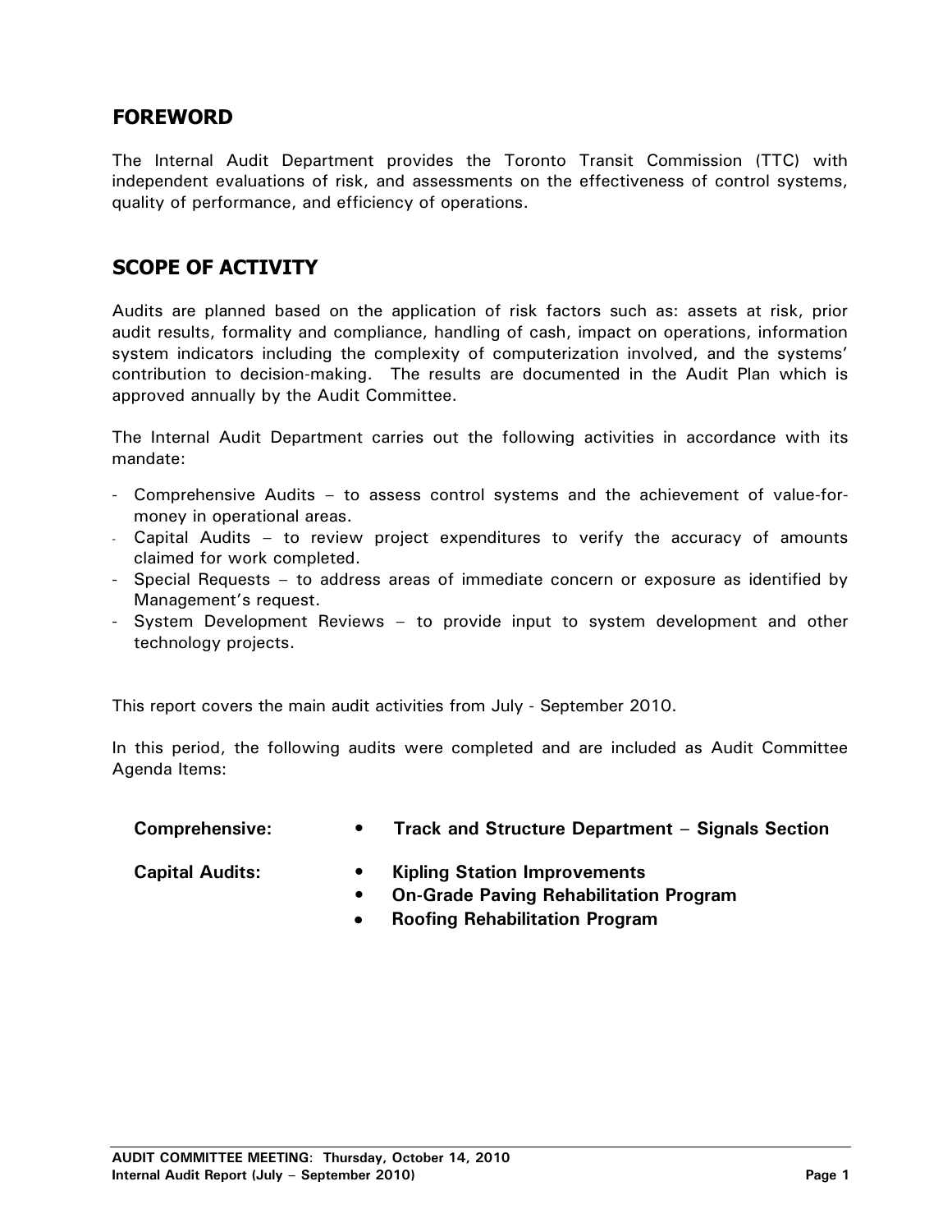## FOREWORD

The Internal Audit Department provides the Toronto Transit Commission (TTC) with independent evaluations of risk, and assessments on the effectiveness of control systems, quality of performance, and efficiency of operations.

## SCOPE OF ACTIVITY

Audits are planned based on the application of risk factors such as: assets at risk, prior audit results, formality and compliance, handling of cash, impact on operations, information system indicators including the complexity of computerization involved, and the systems' contribution to decision-making. The results are documented in the Audit Plan which is approved annually by the Audit Committee.

The Internal Audit Department carries out the following activities in accordance with its mandate:

- Comprehensive Audits – to assess control systems and the achievement of value-for-money in operational areas.
- Capital Audits – to review project expenditures to verify the accuracy of amounts claimed for work completed.
- Special Requests – to address areas of immediate concern or exposure as identified by Management's request.
- System Development Reviews – to provide input to system development and other technology projects.

This report covers the main audit activities from July - September 2010.

In this period, the following audits were completed and are included as Audit Committee Agenda Items:

**Comprehensive:**
- **Track and Structure Department – Signals Section**

**Capital Audits:**
- **Kipling Station Improvements**
- **On-Grade Paving Rehabilitation Program**
- **Roofing Rehabilitation Program**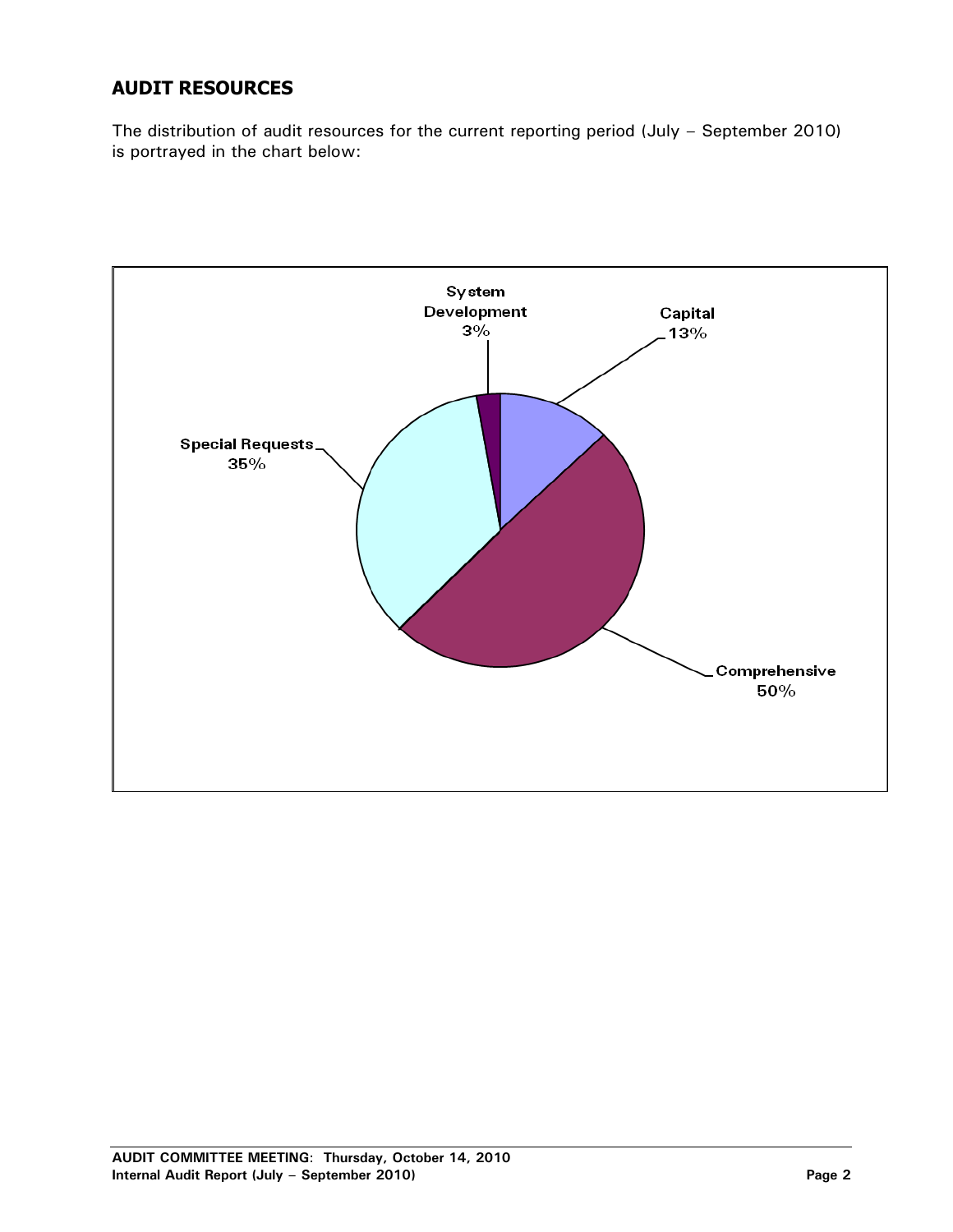## AUDIT RESOURCES

The distribution of audit resources for the current reporting period (July – September 2010) is portrayed in the chart below:

| Category | Percentage |
|---|---|
| System Development | 3% |
| Capital | 13% |
| Comprehensive | 50% |
| Special Requests | 35% |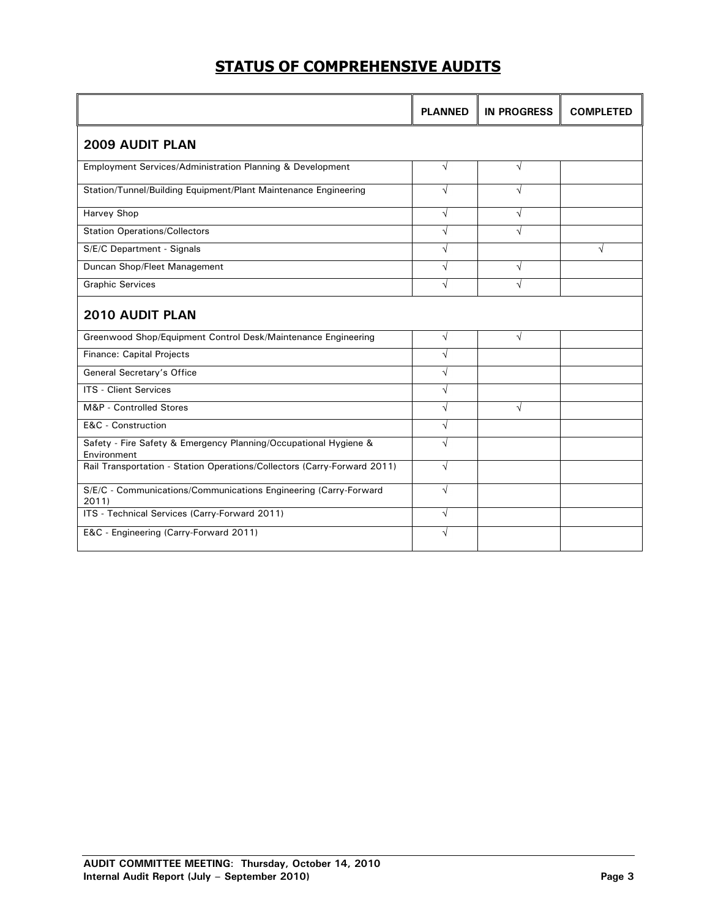# STATUS OF COMPREHENSIVE AUDITS

| | PLANNED | IN PROGRESS | COMPLETED |
|---|---|---|---|
| **2009 AUDIT PLAN** | | | |
| Employment Services/Administration Planning & Development | √ | √ | |
| Station/Tunnel/Building Equipment/Plant Maintenance Engineering | √ | √ | |
| Harvey Shop | √ | √ | |
| Station Operations/Collectors | √ | √ | |
| S/E/C Department - Signals | √ | | √ |
| Duncan Shop/Fleet Management | √ | √ | |
| Graphic Services | √ | √ | |
| **2010 AUDIT PLAN** | | | |
| Greenwood Shop/Equipment Control Desk/Maintenance Engineering | √ | √ | |
| Finance: Capital Projects | √ | | |
| General Secretary's Office | √ | | |
| ITS - Client Services | √ | | |
| M&P - Controlled Stores | √ | √ | |
| E&C - Construction | √ | | |
| Safety - Fire Safety & Emergency Planning/Occupational Hygiene & Environment | √ | | |
| Rail Transportation - Station Operations/Collectors (Carry-Forward 2011) | √ | | |
| S/E/C - Communications/Communications Engineering (Carry-Forward 2011) | √ | | |
| ITS - Technical Services (Carry-Forward 2011) | √ | | |
| E&C - Engineering (Carry-Forward 2011) | √ | | |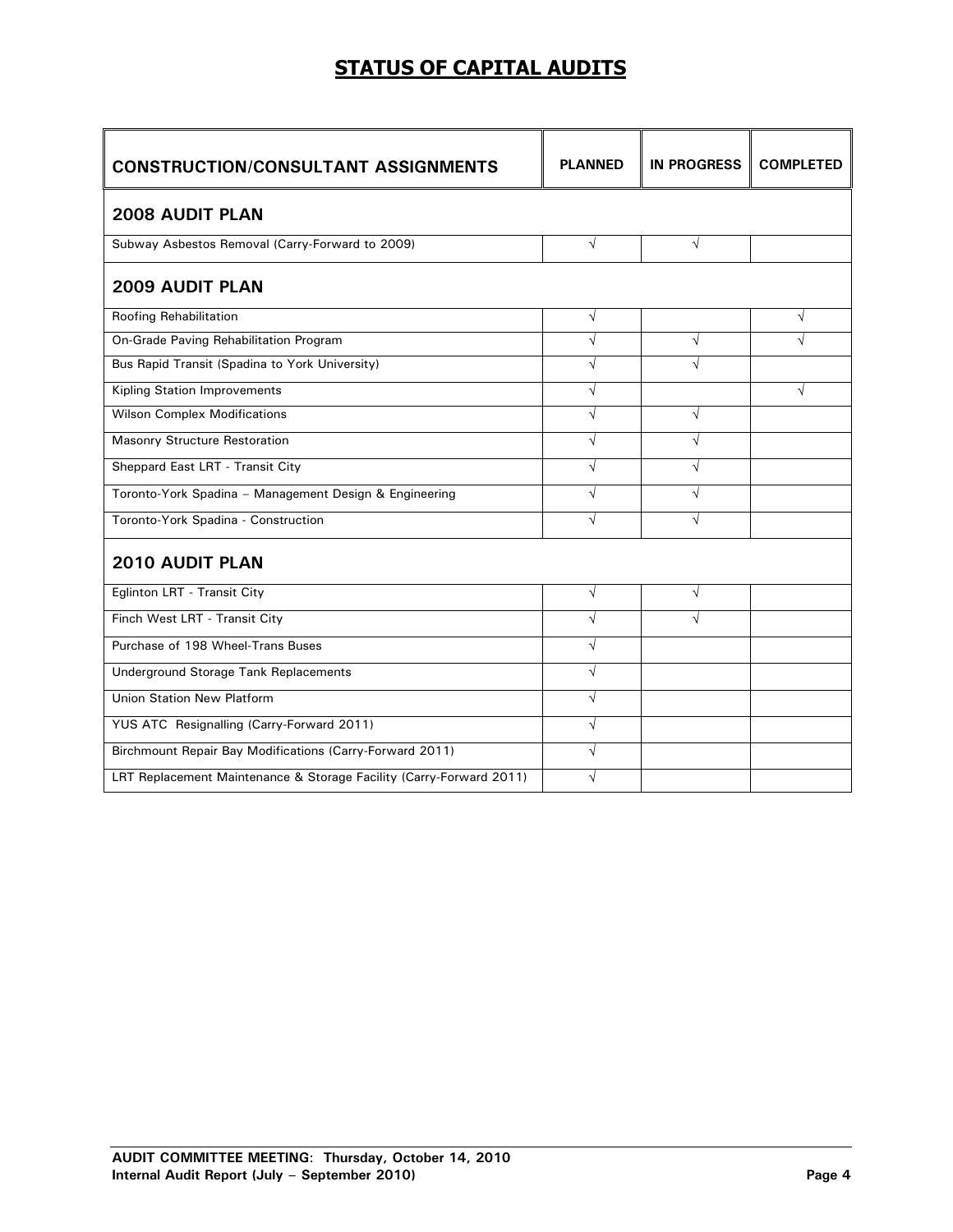# STATUS OF CAPITAL AUDITS

| CONSTRUCTION/CONSULTANT ASSIGNMENTS | PLANNED | IN PROGRESS | COMPLETED |
|---|---|---|---|
| **2008 AUDIT PLAN** | | | |
| Subway Asbestos Removal (Carry-Forward to 2009) | √ | √ | |
| **2009 AUDIT PLAN** | | | |
| Roofing Rehabilitation | √ | | √ |
| On-Grade Paving Rehabilitation Program | √ | √ | √ |
| Bus Rapid Transit (Spadina to York University) | √ | √ | |
| Kipling Station Improvements | √ | | √ |
| Wilson Complex Modifications | √ | √ | |
| Masonry Structure Restoration | √ | √ | |
| Sheppard East LRT - Transit City | √ | √ | |
| Toronto-York Spadina – Management Design & Engineering | √ | √ | |
| Toronto-York Spadina - Construction | √ | √ | |
| **2010 AUDIT PLAN** | | | |
| Eglinton LRT - Transit City | √ | √ | |
| Finch West LRT - Transit City | √ | √ | |
| Purchase of 198 Wheel-Trans Buses | √ | | |
| Underground Storage Tank Replacements | √ | | |
| Union Station New Platform | √ | | |
| YUS ATC Resignalling (Carry-Forward 2011) | √ | | |
| Birchmount Repair Bay Modifications (Carry-Forward 2011) | √ | | |
| LRT Replacement Maintenance & Storage Facility (Carry-Forward 2011) | √ | | |

**AUDIT COMMITTEE MEETING: Thursday, October 14, 2010**
**Internal Audit Report (July – September 2010)**